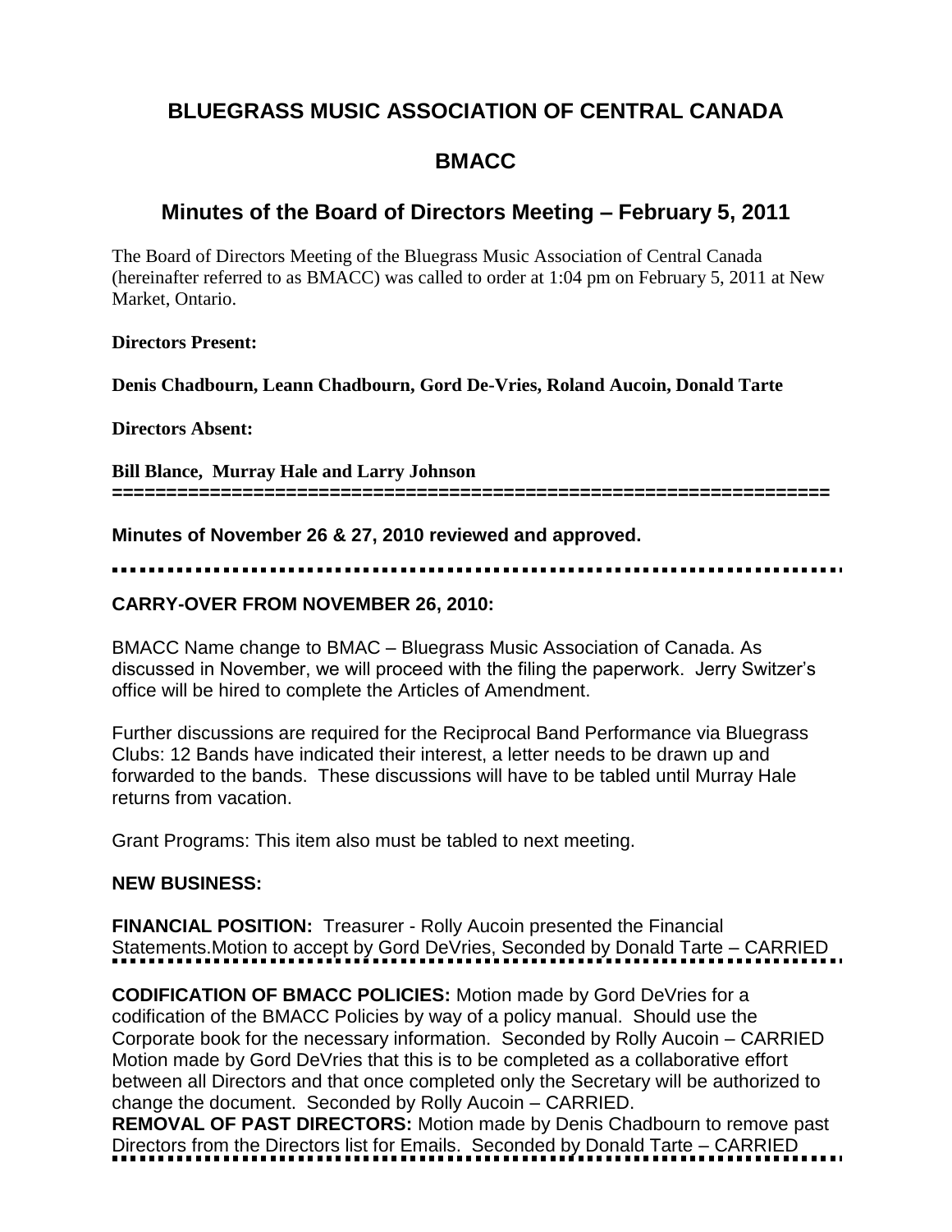# BLUEGRASS MUSIC ASSOCIATION OF CENTRAL CANADA

## BMACC

## Minutes of the Board of Directors Meeting – February 5, 2011

The Board of Directors Meeting of the Bluegrass Music Association of Central Canada (hereinafter referred to as BMACC) was called to order at 1:04 pm on February 5, 2011 at New Market, Ontario.

**Directors Present:**

**Denis Chadbourn, Leann Chadbourn, Gord De-Vries, Roland Aucoin, Donald Tarte**

**Directors Absent:**

**Bill Blance, Murray Hale and Larry Johnson**

---

**Minutes of November 26 & 27, 2010 reviewed and approved.**

---

**CARRY-OVER FROM NOVEMBER 26, 2010:**

BMACC Name change to BMAC – Bluegrass Music Association of Canada. As discussed in November, we will proceed with the filing the paperwork. Jerry Switzer's office will be hired to complete the Articles of Amendment.

Further discussions are required for the Reciprocal Band Performance via Bluegrass Clubs: 12 Bands have indicated their interest, a letter needs to be drawn up and forwarded to the bands. These discussions will have to be tabled until Murray Hale returns from vacation.

Grant Programs: This item also must be tabled to next meeting.

**NEW BUSINESS:**

**FINANCIAL POSITION:** Treasurer - Rolly Aucoin presented the Financial Statements.Motion to accept by Gord DeVries, Seconded by Donald Tarte – CARRIED

---

**CODIFICATION OF BMACC POLICIES:** Motion made by Gord DeVries for a codification of the BMACC Policies by way of a policy manual. Should use the Corporate book for the necessary information. Seconded by Rolly Aucoin – CARRIED Motion made by Gord DeVries that this is to be completed as a collaborative effort between all Directors and that once completed only the Secretary will be authorized to change the document. Seconded by Rolly Aucoin – CARRIED.

**REMOVAL OF PAST DIRECTORS:** Motion made by Denis Chadbourn to remove past Directors from the Directors list for Emails. Seconded by Donald Tarte – CARRIED

---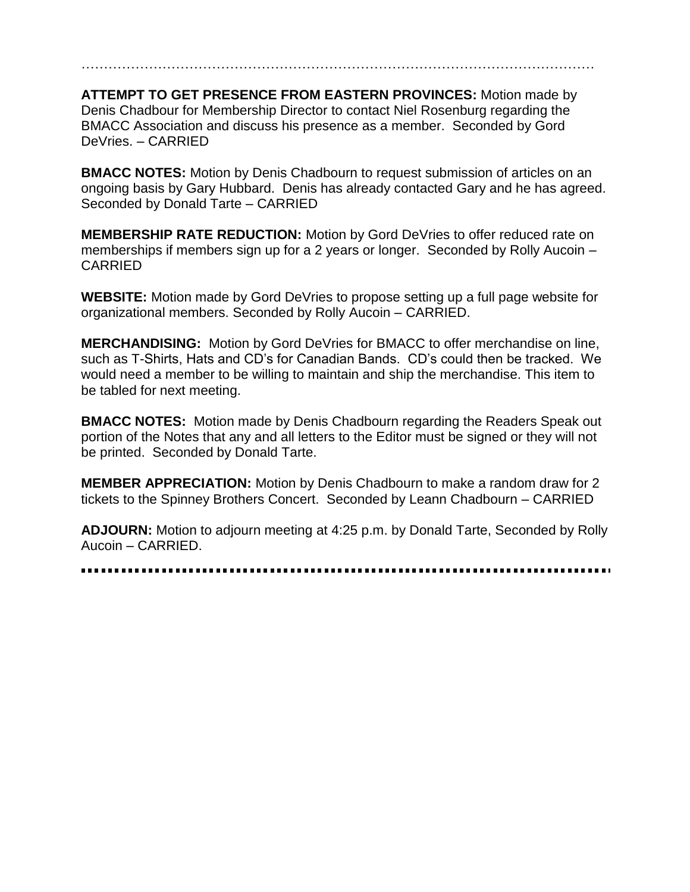……………………………………………………………………………………………………

**ATTEMPT TO GET PRESENCE FROM EASTERN PROVINCES:** Motion made by Denis Chadbour for Membership Director to contact Niel Rosenburg regarding the BMACC Association and discuss his presence as a member. Seconded by Gord DeVries. – CARRIED

**BMACC NOTES:** Motion by Denis Chadbourn to request submission of articles on an ongoing basis by Gary Hubbard. Denis has already contacted Gary and he has agreed. Seconded by Donald Tarte – CARRIED

**MEMBERSHIP RATE REDUCTION:** Motion by Gord DeVries to offer reduced rate on memberships if members sign up for a 2 years or longer. Seconded by Rolly Aucoin – CARRIED

**WEBSITE:** Motion made by Gord DeVries to propose setting up a full page website for organizational members. Seconded by Rolly Aucoin – CARRIED.

**MERCHANDISING:** Motion by Gord DeVries for BMACC to offer merchandise on line, such as T-Shirts, Hats and CD's for Canadian Bands. CD's could then be tracked. We would need a member to be willing to maintain and ship the merchandise. This item to be tabled for next meeting.

**BMACC NOTES:** Motion made by Denis Chadbourn regarding the Readers Speak out portion of the Notes that any and all letters to the Editor must be signed or they will not be printed. Seconded by Donald Tarte.

**MEMBER APPRECIATION:** Motion by Denis Chadbourn to make a random draw for 2 tickets to the Spinney Brothers Concert. Seconded by Leann Chadbourn – CARRIED

**ADJOURN:** Motion to adjourn meeting at 4:25 p.m. by Donald Tarte, Seconded by Rolly Aucoin – CARRIED.

---